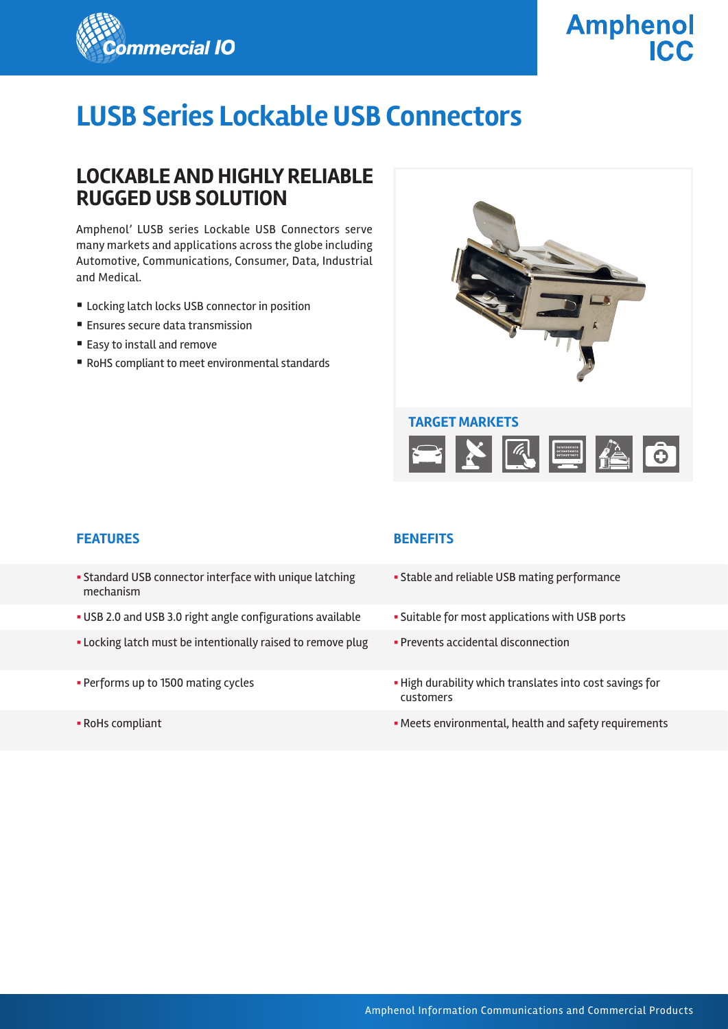Commercial IO

Amphenol ICC

# LUSB Series Lockable USB Connectors

## LOCKABLE AND HIGHLY RELIABLE RUGGED USB SOLUTION

Amphenol' LUSB series Lockable USB Connectors serve many markets and applications across the globe including Automotive, Communications, Consumer, Data, Industrial and Medical.

- Locking latch locks USB connector in position
- Ensures secure data transmission
- Easy to install and remove
- RoHS compliant to meet environmental standards

### TARGET MARKETS

| FEATURES | BENEFITS |
| --- | --- |
| Standard USB connector interface with unique latching mechanism | Stable and reliable USB mating performance |
| USB 2.0 and USB 3.0 right angle configurations available | Suitable for most applications with USB ports |
| Locking latch must be intentionally raised to remove plug | Prevents accidental disconnection |
| Performs up to 1500 mating cycles | High durability which translates into cost savings for customers |
| RoHs compliant | Meets environmental, health and safety requirements |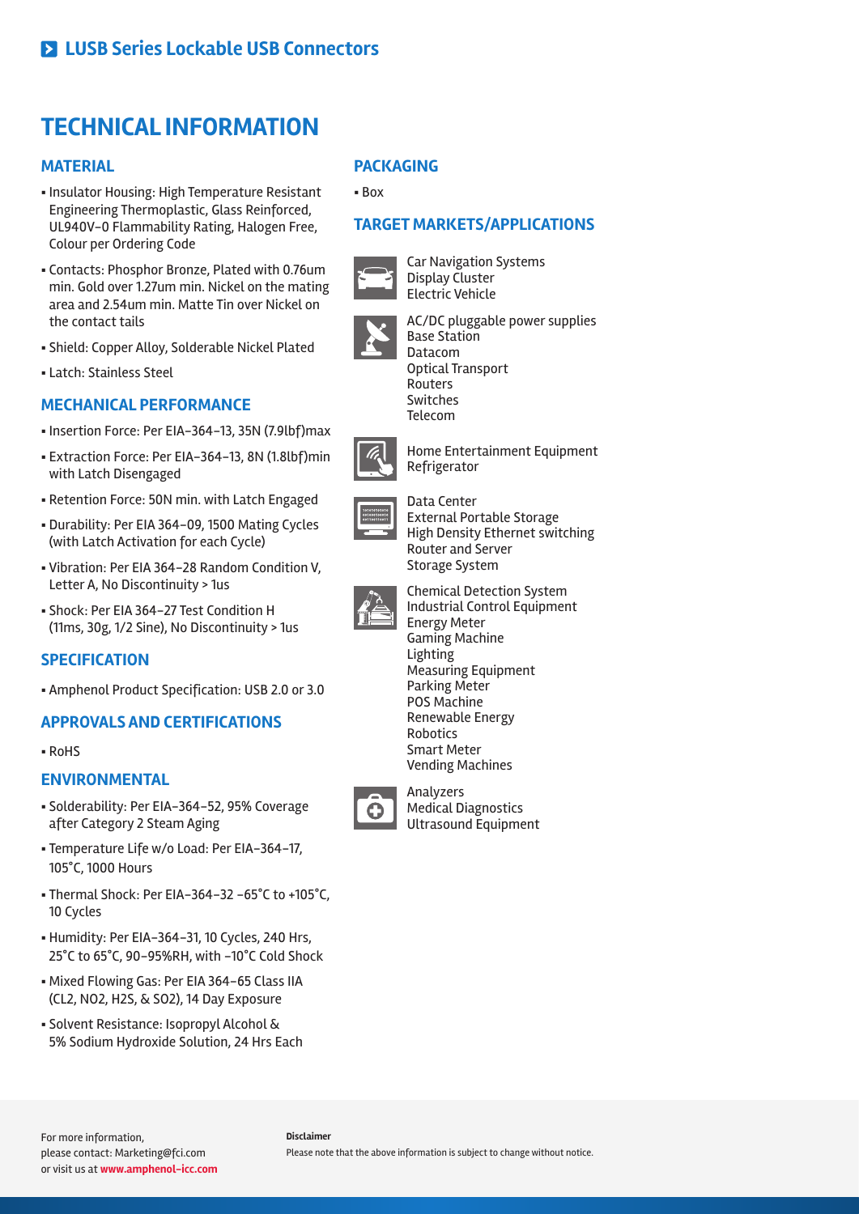# TECHNICAL INFORMATION

## MATERIAL

- Insulator Housing: High Temperature Resistant Engineering Thermoplastic, Glass Reinforced, UL940V-0 Flammability Rating, Halogen Free, Colour per Ordering Code
- Contacts: Phosphor Bronze, Plated with 0.76um min. Gold over 1.27um min. Nickel on the mating area and 2.54um min. Matte Tin over Nickel on the contact tails
- Shield: Copper Alloy, Solderable Nickel Plated
- Latch: Stainless Steel

## MECHANICAL PERFORMANCE

- Insertion Force: Per EIA-364-13, 35N (7.9lbf)max
- Extraction Force: Per EIA-364-13, 8N (1.8lbf)min with Latch Disengaged
- Retention Force: 50N min. with Latch Engaged
- Durability: Per EIA 364-09, 1500 Mating Cycles (with Latch Activation for each Cycle)
- Vibration: Per EIA 364-28 Random Condition V, Letter A, No Discontinuity > 1us
- Shock: Per EIA 364-27 Test Condition H (11ms, 30g, 1/2 Sine), No Discontinuity > 1us

## SPECIFICATION

- Amphenol Product Specification: USB 2.0 or 3.0

## APPROVALS AND CERTIFICATIONS

- RoHS

## ENVIRONMENTAL

- Solderability: Per EIA-364-52, 95% Coverage after Category 2 Steam Aging
- Temperature Life w/o Load: Per EIA-364-17, 105°C, 1000 Hours
- Thermal Shock: Per EIA-364-32 -65°C to +105°C, 10 Cycles
- Humidity: Per EIA-364-31, 10 Cycles, 240 Hrs, 25°C to 65°C, 90-95%RH, with -10°C Cold Shock
- Mixed Flowing Gas: Per EIA 364-65 Class IIA ($CL_2$, $NO_2$, $H_2S$, & $SO_2$), 14 Day Exposure
- Solvent Resistance: Isopropyl Alcohol & 5% Sodium Hydroxide Solution, 24 Hrs Each

## PACKAGING

- Box

## TARGET MARKETS/APPLICATIONS

Car Navigation Systems
Display Cluster
Electric Vehicle

AC/DC pluggable power supplies
Base Station
Datacom
Optical Transport
Routers
Switches
Telecom

Home Entertainment Equipment
Refrigerator

Data Center
External Portable Storage
High Density Ethernet switching
Router and Server
Storage System

Chemical Detection System
Industrial Control Equipment
Energy Meter
Gaming Machine
Lighting
Measuring Equipment
Parking Meter
POS Machine
Renewable Energy
Robotics
Smart Meter
Vending Machines

Analyzers
Medical Diagnostics
Ultrasound Equipment

For more information,
please contact: Marketing@fci.com
or visit us at **www.amphenol-icc.com**

**Disclaimer**
Please note that the above information is subject to change without notice.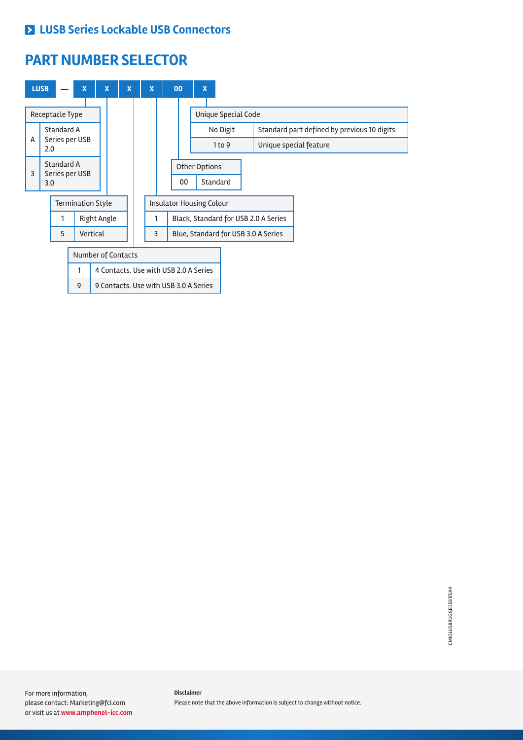## LUSB Series Lockable USB Connectors

# PART NUMBER SELECTOR

LUSB — X X X X 00 X

**Receptacle Type**

| | |
|---|---|
| A | Standard A Series per USB 2.0 |
| 3 | Standard A Series per USB 3.0 |

**Termination Style**

| | |
|---|---|
| 1 | Right Angle |
| 5 | Vertical |

**Number of Contacts**

| | |
|---|---|
| 1 | 4 Contacts. Use with USB 2.0 A Series |
| 9 | 9 Contacts. Use with USB 3.0 A Series |

**Insulator Housing Colour**

| | |
|---|---|
| 1 | Black, Standard for USB 2.0 A Series |
| 3 | Blue, Standard for USB 3.0 A Series |

**Other Options**

| | |
|---|---|
| 00 | Standard |

**Unique Special Code**

| | |
|---|---|
| No Digit | Standard part defined by previous 10 digits |
| 1 to 9 | Unique special feature |

CMIOLUSBRUGGED0817EA4

For more information,
please contact: Marketing@fci.com
or visit us at **www.amphenol-icc.com**

**Disclaimer**
Please note that the above information is subject to change without notice.